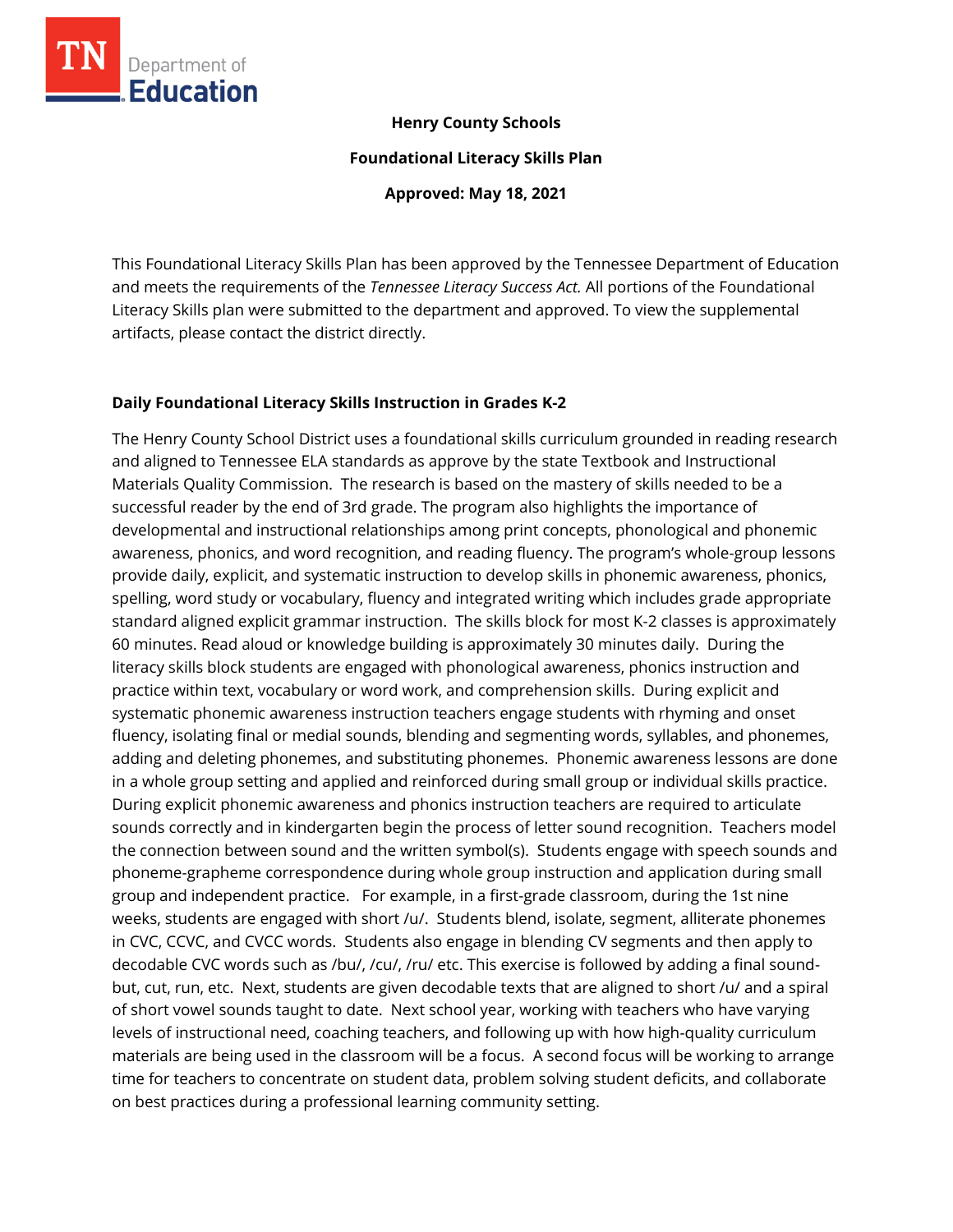**Henry County Schools**

**Foundational Literacy Skills Plan**

**Approved: May 18, 2021**

This Foundational Literacy Skills Plan has been approved by the Tennessee Department of Education and meets the requirements of the *Tennessee Literacy Success Act.* All portions of the Foundational Literacy Skills plan were submitted to the department and approved. To view the supplemental artifacts, please contact the district directly.

## Daily Foundational Literacy Skills Instruction in Grades K-2

The Henry County School District uses a foundational skills curriculum grounded in reading research and aligned to Tennessee ELA standards as approve by the state Textbook and Instructional Materials Quality Commission. The research is based on the mastery of skills needed to be a successful reader by the end of 3rd grade. The program also highlights the importance of developmental and instructional relationships among print concepts, phonological and phonemic awareness, phonics, and word recognition, and reading fluency. The program's whole-group lessons provide daily, explicit, and systematic instruction to develop skills in phonemic awareness, phonics, spelling, word study or vocabulary, fluency and integrated writing which includes grade appropriate standard aligned explicit grammar instruction. The skills block for most K-2 classes is approximately 60 minutes. Read aloud or knowledge building is approximately 30 minutes daily. During the literacy skills block students are engaged with phonological awareness, phonics instruction and practice within text, vocabulary or word work, and comprehension skills. During explicit and systematic phonemic awareness instruction teachers engage students with rhyming and onset fluency, isolating final or medial sounds, blending and segmenting words, syllables, and phonemes, adding and deleting phonemes, and substituting phonemes. Phonemic awareness lessons are done in a whole group setting and applied and reinforced during small group or individual skills practice. During explicit phonemic awareness and phonics instruction teachers are required to articulate sounds correctly and in kindergarten begin the process of letter sound recognition. Teachers model the connection between sound and the written symbol(s). Students engage with speech sounds and phoneme-grapheme correspondence during whole group instruction and application during small group and independent practice. For example, in a first-grade classroom, during the 1st nine weeks, students are engaged with short /u/. Students blend, isolate, segment, alliterate phonemes in CVC, CCVC, and CVCC words. Students also engage in blending CV segments and then apply to decodable CVC words such as /bu/, /cu/, /ru/ etc. This exercise is followed by adding a final sound- but, cut, run, etc. Next, students are given decodable texts that are aligned to short /u/ and a spiral of short vowel sounds taught to date. Next school year, working with teachers who have varying levels of instructional need, coaching teachers, and following up with how high-quality curriculum materials are being used in the classroom will be a focus. A second focus will be working to arrange time for teachers to concentrate on student data, problem solving student deficits, and collaborate on best practices during a professional learning community setting.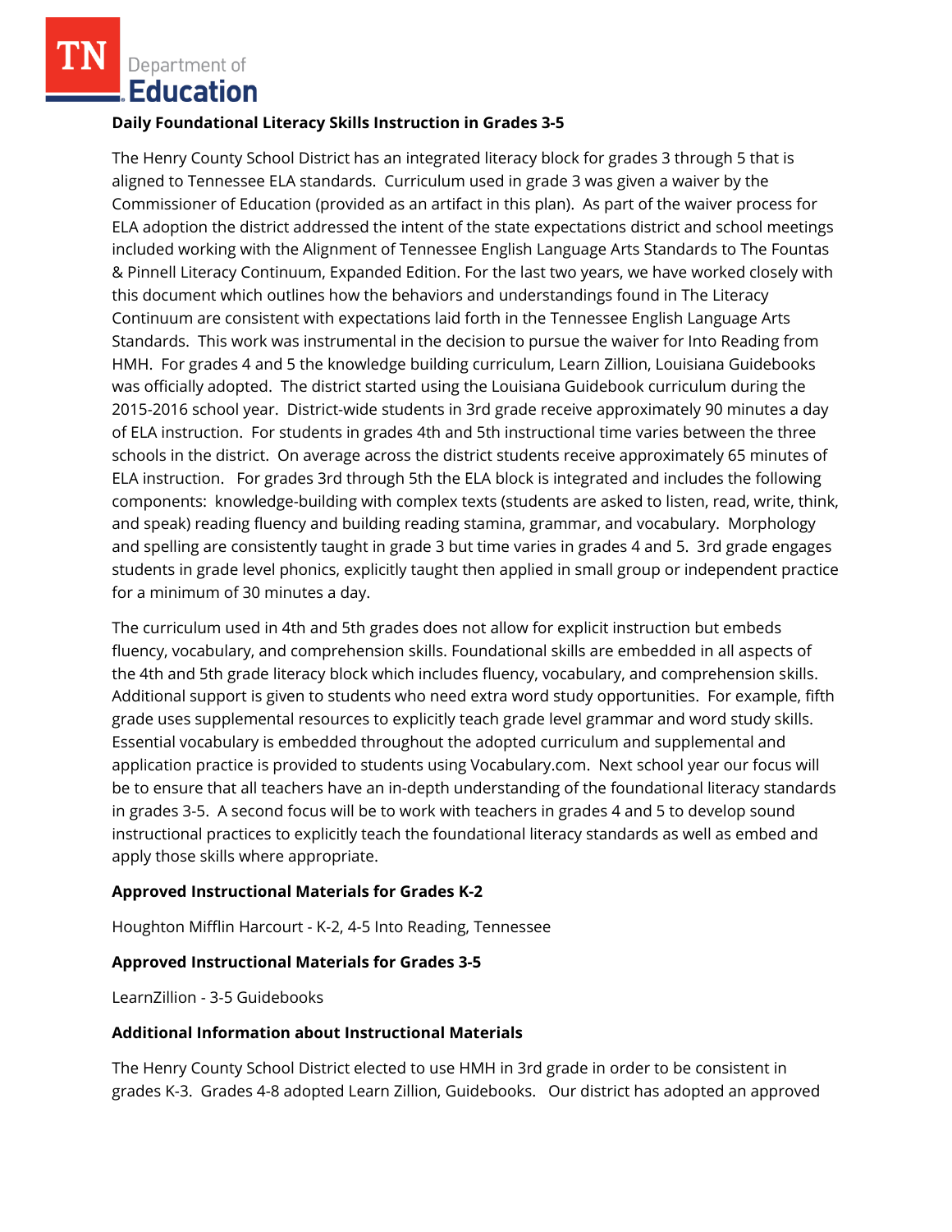**Daily Foundational Literacy Skills Instruction in Grades 3-5**

The Henry County School District has an integrated literacy block for grades 3 through 5 that is aligned to Tennessee ELA standards. Curriculum used in grade 3 was given a waiver by the Commissioner of Education (provided as an artifact in this plan). As part of the waiver process for ELA adoption the district addressed the intent of the state expectations district and school meetings included working with the Alignment of Tennessee English Language Arts Standards to The Fountas & Pinnell Literacy Continuum, Expanded Edition. For the last two years, we have worked closely with this document which outlines how the behaviors and understandings found in The Literacy Continuum are consistent with expectations laid forth in the Tennessee English Language Arts Standards. This work was instrumental in the decision to pursue the waiver for Into Reading from HMH. For grades 4 and 5 the knowledge building curriculum, Learn Zillion, Louisiana Guidebooks was officially adopted. The district started using the Louisiana Guidebook curriculum during the 2015-2016 school year. District-wide students in 3rd grade receive approximately 90 minutes a day of ELA instruction. For students in grades 4th and 5th instructional time varies between the three schools in the district. On average across the district students receive approximately 65 minutes of ELA instruction. For grades 3rd through 5th the ELA block is integrated and includes the following components: knowledge-building with complex texts (students are asked to listen, read, write, think, and speak) reading fluency and building reading stamina, grammar, and vocabulary. Morphology and spelling are consistently taught in grade 3 but time varies in grades 4 and 5. 3rd grade engages students in grade level phonics, explicitly taught then applied in small group or independent practice for a minimum of 30 minutes a day.

The curriculum used in 4th and 5th grades does not allow for explicit instruction but embeds fluency, vocabulary, and comprehension skills. Foundational skills are embedded in all aspects of the 4th and 5th grade literacy block which includes fluency, vocabulary, and comprehension skills. Additional support is given to students who need extra word study opportunities. For example, fifth grade uses supplemental resources to explicitly teach grade level grammar and word study skills. Essential vocabulary is embedded throughout the adopted curriculum and supplemental and application practice is provided to students using Vocabulary.com. Next school year our focus will be to ensure that all teachers have an in-depth understanding of the foundational literacy standards in grades 3-5. A second focus will be to work with teachers in grades 4 and 5 to develop sound instructional practices to explicitly teach the foundational literacy standards as well as embed and apply those skills where appropriate.

**Approved Instructional Materials for Grades K-2**

Houghton Mifflin Harcourt - K-2, 4-5 Into Reading, Tennessee

**Approved Instructional Materials for Grades 3-5**

LearnZillion - 3-5 Guidebooks

**Additional Information about Instructional Materials**

The Henry County School District elected to use HMH in 3rd grade in order to be consistent in grades K-3. Grades 4-8 adopted Learn Zillion, Guidebooks. Our district has adopted an approved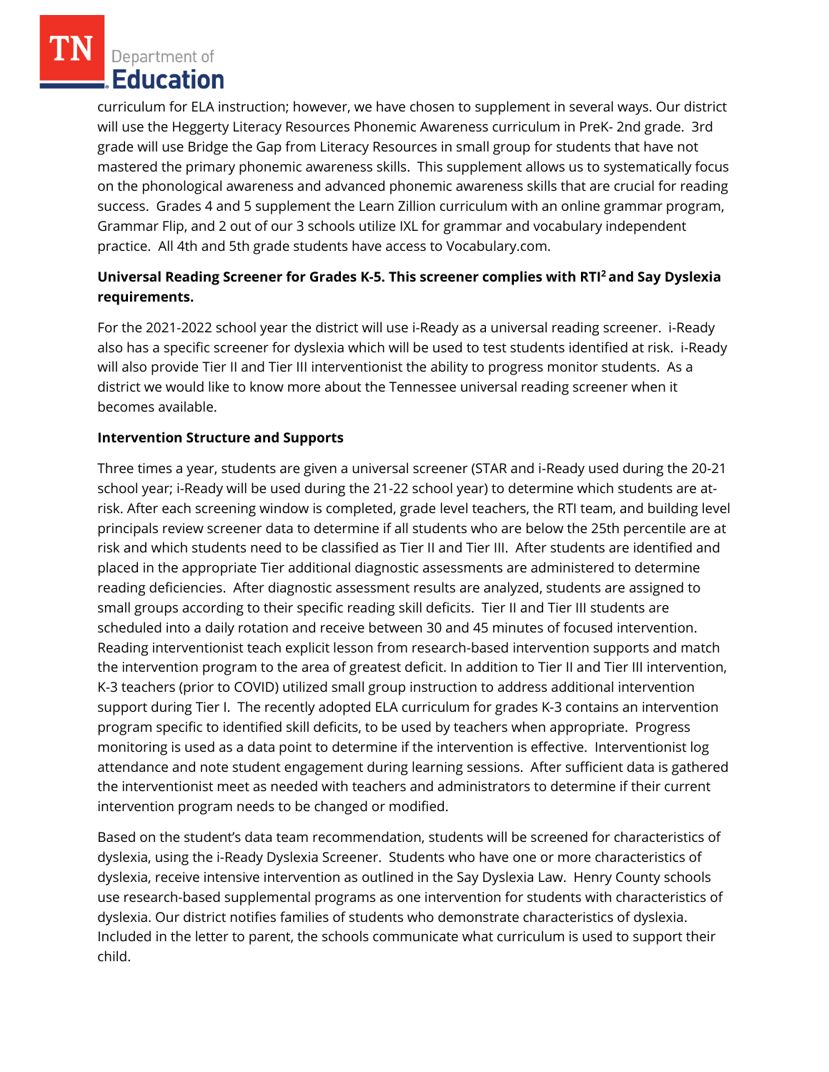curriculum for ELA instruction; however, we have chosen to supplement in several ways. Our district will use the Heggerty Literacy Resources Phonemic Awareness curriculum in PreK- 2nd grade. 3rd grade will use Bridge the Gap from Literacy Resources in small group for students that have not mastered the primary phonemic awareness skills. This supplement allows us to systematically focus on the phonological awareness and advanced phonemic awareness skills that are crucial for reading success. Grades 4 and 5 supplement the Learn Zillion curriculum with an online grammar program, Grammar Flip, and 2 out of our 3 schools utilize IXL for grammar and vocabulary independent practice. All 4th and 5th grade students have access to Vocabulary.com.

**Universal Reading Screener for Grades K-5. This screener complies with RTI² and Say Dyslexia requirements.**

For the 2021-2022 school year the district will use i-Ready as a universal reading screener. i-Ready also has a specific screener for dyslexia which will be used to test students identified at risk. i-Ready will also provide Tier II and Tier III interventionist the ability to progress monitor students. As a district we would like to know more about the Tennessee universal reading screener when it becomes available.

**Intervention Structure and Supports**

Three times a year, students are given a universal screener (STAR and i-Ready used during the 20-21 school year; i-Ready will be used during the 21-22 school year) to determine which students are at-risk. After each screening window is completed, grade level teachers, the RTI team, and building level principals review screener data to determine if all students who are below the 25th percentile are at risk and which students need to be classified as Tier II and Tier III. After students are identified and placed in the appropriate Tier additional diagnostic assessments are administered to determine reading deficiencies. After diagnostic assessment results are analyzed, students are assigned to small groups according to their specific reading skill deficits. Tier II and Tier III students are scheduled into a daily rotation and receive between 30 and 45 minutes of focused intervention. Reading interventionist teach explicit lesson from research-based intervention supports and match the intervention program to the area of greatest deficit. In addition to Tier II and Tier III intervention, K-3 teachers (prior to COVID) utilized small group instruction to address additional intervention support during Tier I. The recently adopted ELA curriculum for grades K-3 contains an intervention program specific to identified skill deficits, to be used by teachers when appropriate. Progress monitoring is used as a data point to determine if the intervention is effective. Interventionist log attendance and note student engagement during learning sessions. After sufficient data is gathered the interventionist meet as needed with teachers and administrators to determine if their current intervention program needs to be changed or modified.

Based on the student's data team recommendation, students will be screened for characteristics of dyslexia, using the i-Ready Dyslexia Screener. Students who have one or more characteristics of dyslexia, receive intensive intervention as outlined in the Say Dyslexia Law. Henry County schools use research-based supplemental programs as one intervention for students with characteristics of dyslexia. Our district notifies families of students who demonstrate characteristics of dyslexia. Included in the letter to parent, the schools communicate what curriculum is used to support their child.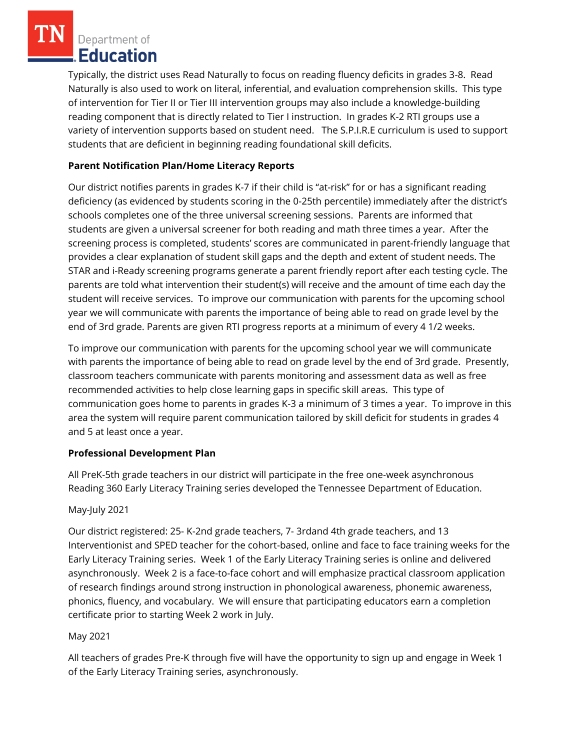Typically, the district uses Read Naturally to focus on reading fluency deficits in grades 3-8. Read Naturally is also used to work on literal, inferential, and evaluation comprehension skills. This type of intervention for Tier II or Tier III intervention groups may also include a knowledge-building reading component that is directly related to Tier I instruction. In grades K-2 RTI groups use a variety of intervention supports based on student need. The S.P.I.R.E curriculum is used to support students that are deficient in beginning reading foundational skill deficits.

**Parent Notification Plan/Home Literacy Reports**

Our district notifies parents in grades K-7 if their child is "at-risk" for or has a significant reading deficiency (as evidenced by students scoring in the 0-25th percentile) immediately after the district's schools completes one of the three universal screening sessions. Parents are informed that students are given a universal screener for both reading and math three times a year. After the screening process is completed, students' scores are communicated in parent-friendly language that provides a clear explanation of student skill gaps and the depth and extent of student needs. The STAR and i-Ready screening programs generate a parent friendly report after each testing cycle. The parents are told what intervention their student(s) will receive and the amount of time each day the student will receive services. To improve our communication with parents for the upcoming school year we will communicate with parents the importance of being able to read on grade level by the end of 3rd grade. Parents are given RTI progress reports at a minimum of every 4 1/2 weeks.

To improve our communication with parents for the upcoming school year we will communicate with parents the importance of being able to read on grade level by the end of 3rd grade. Presently, classroom teachers communicate with parents monitoring and assessment data as well as free recommended activities to help close learning gaps in specific skill areas. This type of communication goes home to parents in grades K-3 a minimum of 3 times a year. To improve in this area the system will require parent communication tailored by skill deficit for students in grades 4 and 5 at least once a year.

**Professional Development Plan**

All PreK-5th grade teachers in our district will participate in the free one-week asynchronous Reading 360 Early Literacy Training series developed the Tennessee Department of Education.

May-July 2021

Our district registered: 25- K-2nd grade teachers, 7- 3rdand 4th grade teachers, and 13 Interventionist and SPED teacher for the cohort-based, online and face to face training weeks for the Early Literacy Training series. Week 1 of the Early Literacy Training series is online and delivered asynchronously. Week 2 is a face-to-face cohort and will emphasize practical classroom application of research findings around strong instruction in phonological awareness, phonemic awareness, phonics, fluency, and vocabulary. We will ensure that participating educators earn a completion certificate prior to starting Week 2 work in July.

May 2021

All teachers of grades Pre-K through five will have the opportunity to sign up and engage in Week 1 of the Early Literacy Training series, asynchronously.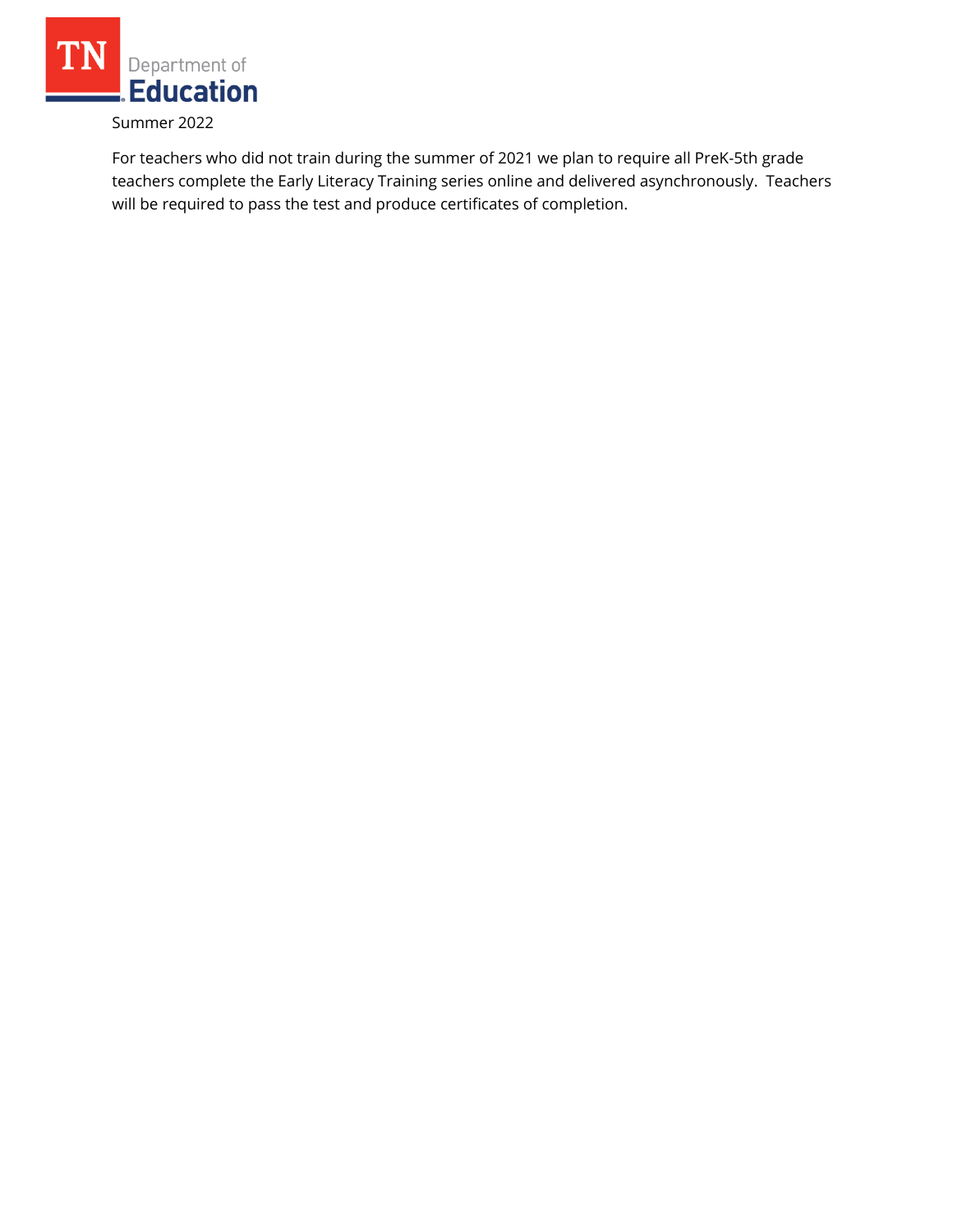Summer 2022

For teachers who did not train during the summer of 2021 we plan to require all PreK-5th grade teachers complete the Early Literacy Training series online and delivered asynchronously. Teachers will be required to pass the test and produce certificates of completion.